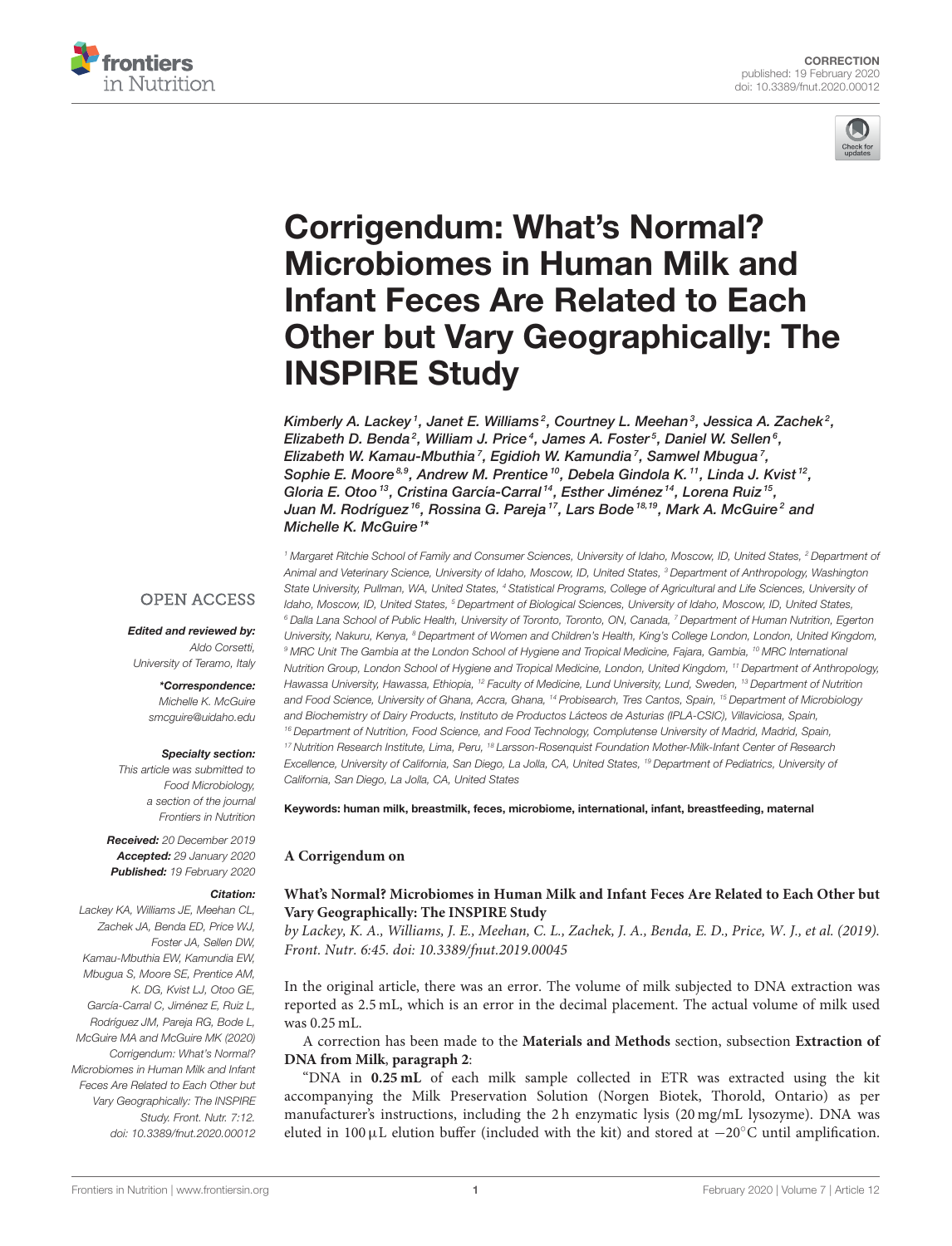CORRECTION
published: 19 February 2020
doi: 10.3389/fnut.2020.00012

# Corrigendum: What's Normal? Microbiomes in Human Milk and Infant Feces Are Related to Each Other but Vary Geographically: The INSPIRE Study

Kimberly A. Lackey[1], Janet E. Williams[2], Courtney L. Meehan[3], Jessica A. Zachek[2], Elizabeth D. Benda[2], William J. Price[4], James A. Foster[5], Daniel W. Sellen[6], Elizabeth W. Kamau-Mbuthia[7], Egidioh W. Kamundia[7], Samwel Mbugua[7], Sophie E. Moore[8,9], Andrew M. Prentice[10], Debela Gindola K.[11], Linda J. Kvist[12], Gloria E. Otoo[13], Cristina García-Carral[14], Esther Jiménez[14], Lorena Ruiz[15], Juan M. Rodríguez[16], Rossina G. Pareja[17], Lars Bode[18,19], Mark A. McGuire[2] and Michelle K. McGuire[1]*

[1] Margaret Ritchie School of Family and Consumer Sciences, University of Idaho, Moscow, ID, United States, [2] Department of Animal and Veterinary Science, University of Idaho, Moscow, ID, United States, [3] Department of Anthropology, Washington State University, Pullman, WA, United States, [4] Statistical Programs, College of Agricultural and Life Sciences, University of Idaho, Moscow, ID, United States, [5] Department of Biological Sciences, University of Idaho, Moscow, ID, United States, [6] Dalla Lana School of Public Health, University of Toronto, Toronto, ON, Canada, [7] Department of Human Nutrition, Egerton University, Nakuru, Kenya, [8] Department of Women and Children's Health, King's College London, London, United Kingdom, [9] MRC Unit The Gambia at the London School of Hygiene and Tropical Medicine, Fajara, Gambia, [10] MRC International Nutrition Group, London School of Hygiene and Tropical Medicine, London, United Kingdom, [11] Department of Anthropology, Hawassa University, Hawassa, Ethiopia, [12] Faculty of Medicine, Lund University, Lund, Sweden, [13] Department of Nutrition and Food Science, University of Ghana, Accra, Ghana, [14] Probisearch, Tres Cantos, Spain, [15] Department of Microbiology and Biochemistry of Dairy Products, Instituto de Productos Lácteos de Asturias (IPLA-CSIC), Villaviciosa, Spain, [16] Department of Nutrition, Food Science, and Food Technology, Complutense University of Madrid, Madrid, Spain, [17] Nutrition Research Institute, Lima, Peru, [18] Larsson-Rosenquist Foundation Mother-Milk-Infant Center of Research Excellence, University of California, San Diego, La Jolla, CA, United States, [19] Department of Pediatrics, University of California, San Diego, La Jolla, CA, United States

OPEN ACCESS

*Edited and reviewed by:*
Aldo Corsetti,
University of Teramo, Italy

***Correspondence:***
Michelle K. McGuire
smcguire@uidaho.edu

**Specialty section:**
This article was submitted to Food Microbiology, a section of the journal Frontiers in Nutrition

**Received:** 20 December 2019
**Accepted:** 29 January 2020
**Published:** 19 February 2020

**Citation:**
Lackey KA, Williams JE, Meehan CL, Zachek JA, Benda ED, Price WJ, Foster JA, Sellen DW, Kamau-Mbuthia EW, Kamundia EW, Mbugua S, Moore SE, Prentice AM, K. DG, Kvist LJ, Otoo GE, García-Carral C, Jiménez E, Ruiz L, Rodríguez JM, Pareja RG, Bode L, McGuire MA and McGuire MK (2020) Corrigendum: What's Normal? Microbiomes in Human Milk and Infant Feces Are Related to Each Other but Vary Geographically: The INSPIRE Study. Front. Nutr. 7:12. doi: 10.3389/fnut.2020.00012

**Keywords:** human milk, breastmilk, feces, microbiome, international, infant, breastfeeding, maternal

**A Corrigendum on**

**What's Normal? Microbiomes in Human Milk and Infant Feces Are Related to Each Other but Vary Geographically: The INSPIRE Study**
*by Lackey, K. A., Williams, J. E., Meehan, C. L., Zachek, J. A., Benda, E. D., Price, W. J., et al. (2019). Front. Nutr. 6:45. doi: 10.3389/fnut.2019.00045*

In the original article, there was an error. The volume of milk subjected to DNA extraction was reported as 2.5 mL, which is an error in the decimal placement. The actual volume of milk used was 0.25 mL.

A correction has been made to the **Materials and Methods** section, subsection **Extraction of DNA from Milk**, **paragraph 2**:

"DNA in **0.25 mL** of each milk sample collected in ETR was extracted using the kit accompanying the Milk Preservation Solution (Norgen Biotek, Thorold, Ontario) as per manufacturer's instructions, including the 2 h enzymatic lysis (20 mg/mL lysozyme). DNA was eluted in 100 µL elution buffer (included with the kit) and stored at −20°C until amplification.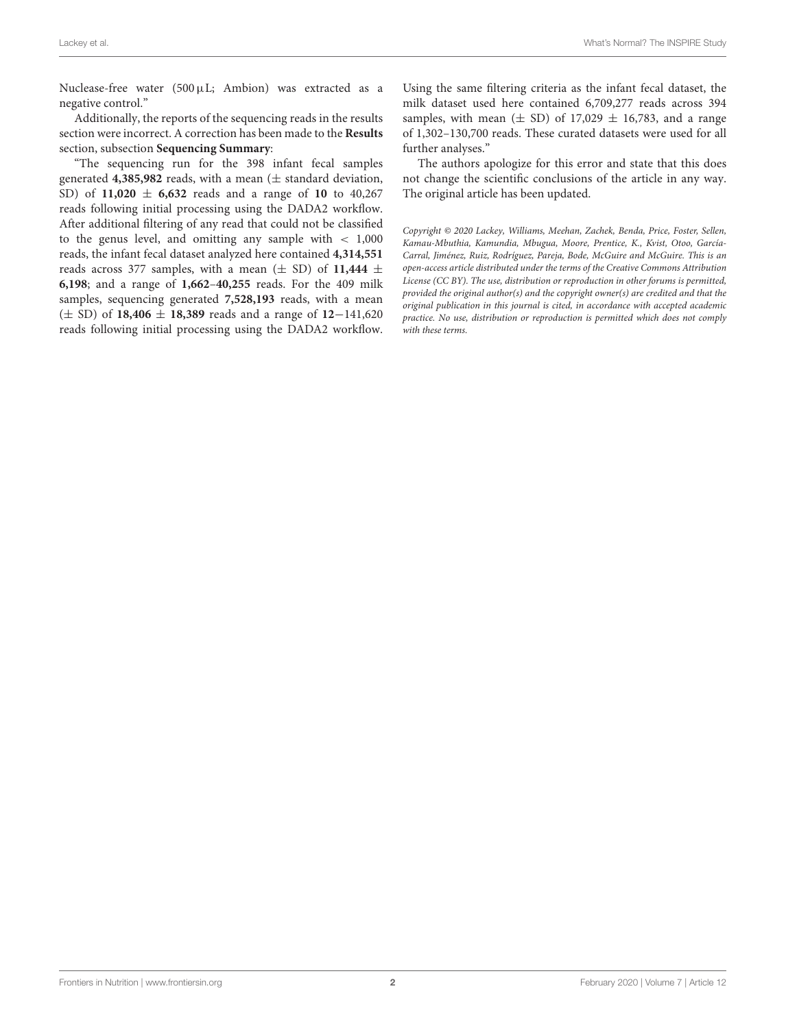Nuclease-free water (500 µL; Ambion) was extracted as a negative control."

Additionally, the reports of the sequencing reads in the results section were incorrect. A correction has been made to the **Results** section, subsection **Sequencing Summary**:

"The sequencing run for the 398 infant fecal samples generated **4,385,982** reads, with a mean (± standard deviation, SD) of **11,020** ± **6,632** reads and a range of **10** to 40,267 reads following initial processing using the DADA2 workflow. After additional filtering of any read that could not be classified to the genus level, and omitting any sample with < 1,000 reads, the infant fecal dataset analyzed here contained **4,314,551** reads across 377 samples, with a mean (± SD) of **11,444** ± **6,198**; and a range of **1,662**–**40,255** reads. For the 409 milk samples, sequencing generated **7,528,193** reads, with a mean (± SD) of **18,406** ± **18,389** reads and a range of **12**−141,620 reads following initial processing using the DADA2 workflow. Using the same filtering criteria as the infant fecal dataset, the milk dataset used here contained 6,709,277 reads across 394 samples, with mean (± SD) of 17,029 ± 16,783, and a range of 1,302–130,700 reads. These curated datasets were used for all further analyses."

The authors apologize for this error and state that this does not change the scientific conclusions of the article in any way. The original article has been updated.

*Copyright © 2020 Lackey, Williams, Meehan, Zachek, Benda, Price, Foster, Sellen, Kamau-Mbuthia, Kamundia, Mbugua, Moore, Prentice, K., Kvist, Otoo, García-Carral, Jiménez, Ruiz, Rodríguez, Pareja, Bode, McGuire and McGuire. This is an open-access article distributed under the terms of the Creative Commons Attribution License (CC BY). The use, distribution or reproduction in other forums is permitted, provided the original author(s) and the copyright owner(s) are credited and that the original publication in this journal is cited, in accordance with accepted academic practice. No use, distribution or reproduction is permitted which does not comply with these terms.*